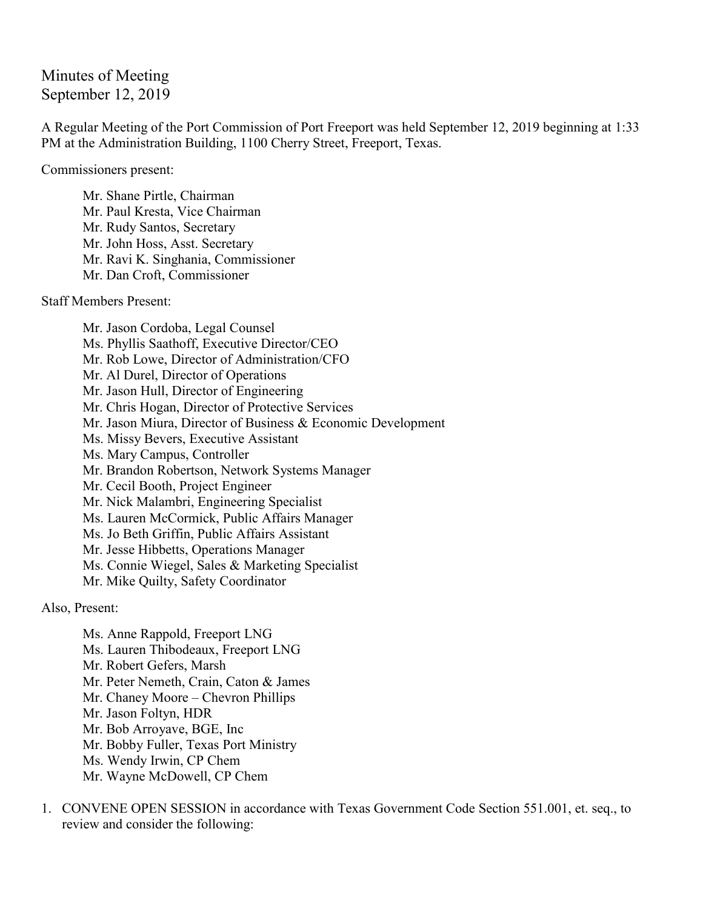# Minutes of Meeting
September 12, 2019

A Regular Meeting of the Port Commission of Port Freeport was held September 12, 2019 beginning at 1:33 PM at the Administration Building, 1100 Cherry Street, Freeport, Texas.

Commissioners present:

Mr. Shane Pirtle, Chairman
Mr. Paul Kresta, Vice Chairman
Mr. Rudy Santos, Secretary
Mr. John Hoss, Asst. Secretary
Mr. Ravi K. Singhania, Commissioner
Mr. Dan Croft, Commissioner

Staff Members Present:

Mr. Jason Cordoba, Legal Counsel
Ms. Phyllis Saathoff, Executive Director/CEO
Mr. Rob Lowe, Director of Administration/CFO
Mr. Al Durel, Director of Operations
Mr. Jason Hull, Director of Engineering
Mr. Chris Hogan, Director of Protective Services
Mr. Jason Miura, Director of Business & Economic Development
Ms. Missy Bevers, Executive Assistant
Ms. Mary Campus, Controller
Mr. Brandon Robertson, Network Systems Manager
Mr. Cecil Booth, Project Engineer
Mr. Nick Malambri, Engineering Specialist
Ms. Lauren McCormick, Public Affairs Manager
Ms. Jo Beth Griffin, Public Affairs Assistant
Mr. Jesse Hibbetts, Operations Manager
Ms. Connie Wiegel, Sales & Marketing Specialist
Mr. Mike Quilty, Safety Coordinator

Also, Present:

Ms. Anne Rappold, Freeport LNG
Ms. Lauren Thibodeaux, Freeport LNG
Mr. Robert Gefers, Marsh
Mr. Peter Nemeth, Crain, Caton & James
Mr. Chaney Moore – Chevron Phillips
Mr. Jason Foltyn, HDR
Mr. Bob Arroyave, BGE, Inc
Mr. Bobby Fuller, Texas Port Ministry
Ms. Wendy Irwin, CP Chem
Mr. Wayne McDowell, CP Chem

1. CONVENE OPEN SESSION in accordance with Texas Government Code Section 551.001, et. seq., to review and consider the following: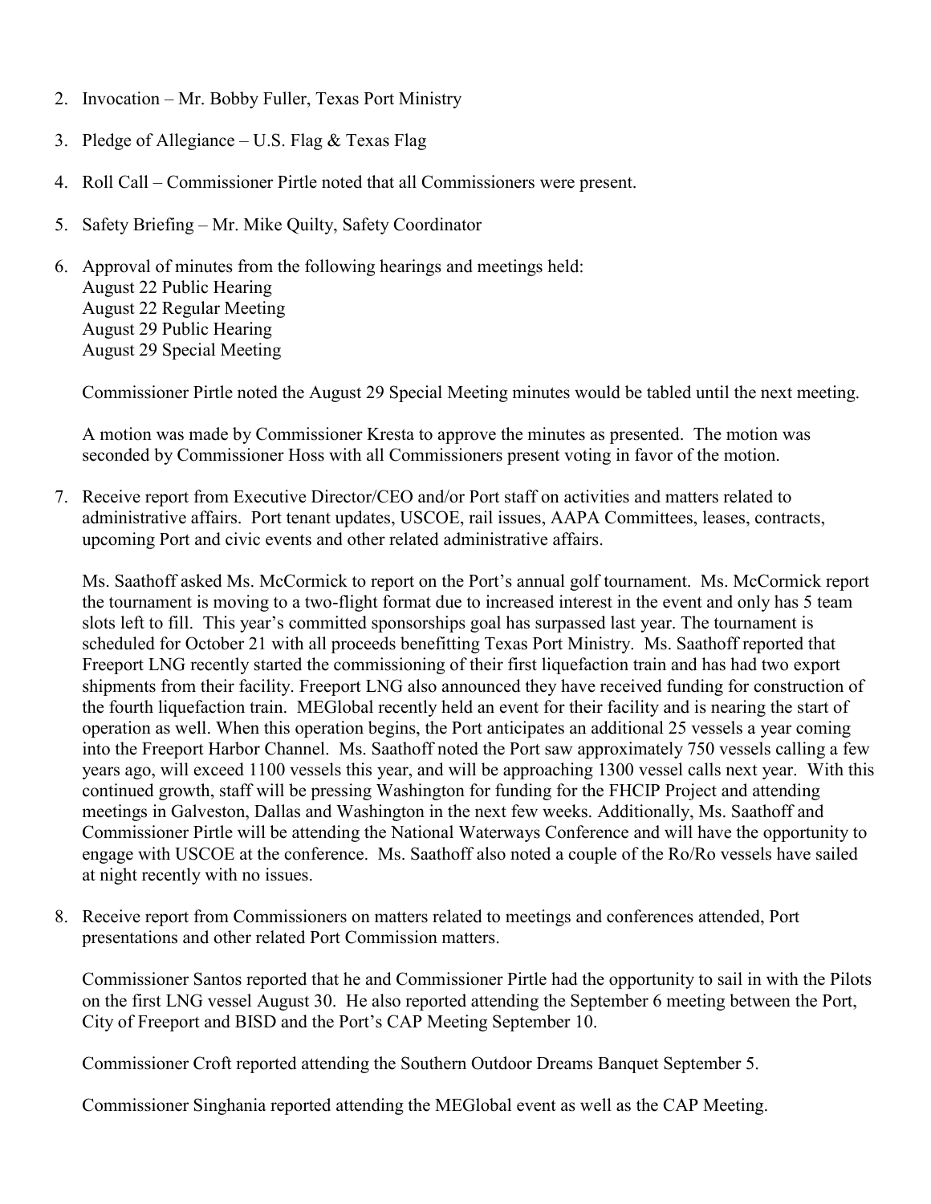2. Invocation – Mr. Bobby Fuller, Texas Port Ministry

3. Pledge of Allegiance – U.S. Flag & Texas Flag

4. Roll Call – Commissioner Pirtle noted that all Commissioners were present.

5. Safety Briefing – Mr. Mike Quilty, Safety Coordinator

6. Approval of minutes from the following hearings and meetings held:
   August 22 Public Hearing
   August 22 Regular Meeting
   August 29 Public Hearing
   August 29 Special Meeting

   Commissioner Pirtle noted the August 29 Special Meeting minutes would be tabled until the next meeting.

   A motion was made by Commissioner Kresta to approve the minutes as presented. The motion was seconded by Commissioner Hoss with all Commissioners present voting in favor of the motion.

7. Receive report from Executive Director/CEO and/or Port staff on activities and matters related to administrative affairs. Port tenant updates, USCOE, rail issues, AAPA Committees, leases, contracts, upcoming Port and civic events and other related administrative affairs.

   Ms. Saathoff asked Ms. McCormick to report on the Port's annual golf tournament. Ms. McCormick report the tournament is moving to a two-flight format due to increased interest in the event and only has 5 team slots left to fill. This year's committed sponsorships goal has surpassed last year. The tournament is scheduled for October 21 with all proceeds benefitting Texas Port Ministry. Ms. Saathoff reported that Freeport LNG recently started the commissioning of their first liquefaction train and has had two export shipments from their facility. Freeport LNG also announced they have received funding for construction of the fourth liquefaction train. MEGlobal recently held an event for their facility and is nearing the start of operation as well. When this operation begins, the Port anticipates an additional 25 vessels a year coming into the Freeport Harbor Channel. Ms. Saathoff noted the Port saw approximately 750 vessels calling a few years ago, will exceed 1100 vessels this year, and will be approaching 1300 vessel calls next year. With this continued growth, staff will be pressing Washington for funding for the FHCIP Project and attending meetings in Galveston, Dallas and Washington in the next few weeks. Additionally, Ms. Saathoff and Commissioner Pirtle will be attending the National Waterways Conference and will have the opportunity to engage with USCOE at the conference. Ms. Saathoff also noted a couple of the Ro/Ro vessels have sailed at night recently with no issues.

8. Receive report from Commissioners on matters related to meetings and conferences attended, Port presentations and other related Port Commission matters.

   Commissioner Santos reported that he and Commissioner Pirtle had the opportunity to sail in with the Pilots on the first LNG vessel August 30. He also reported attending the September 6 meeting between the Port, City of Freeport and BISD and the Port's CAP Meeting September 10.

   Commissioner Croft reported attending the Southern Outdoor Dreams Banquet September 5.

   Commissioner Singhania reported attending the MEGlobal event as well as the CAP Meeting.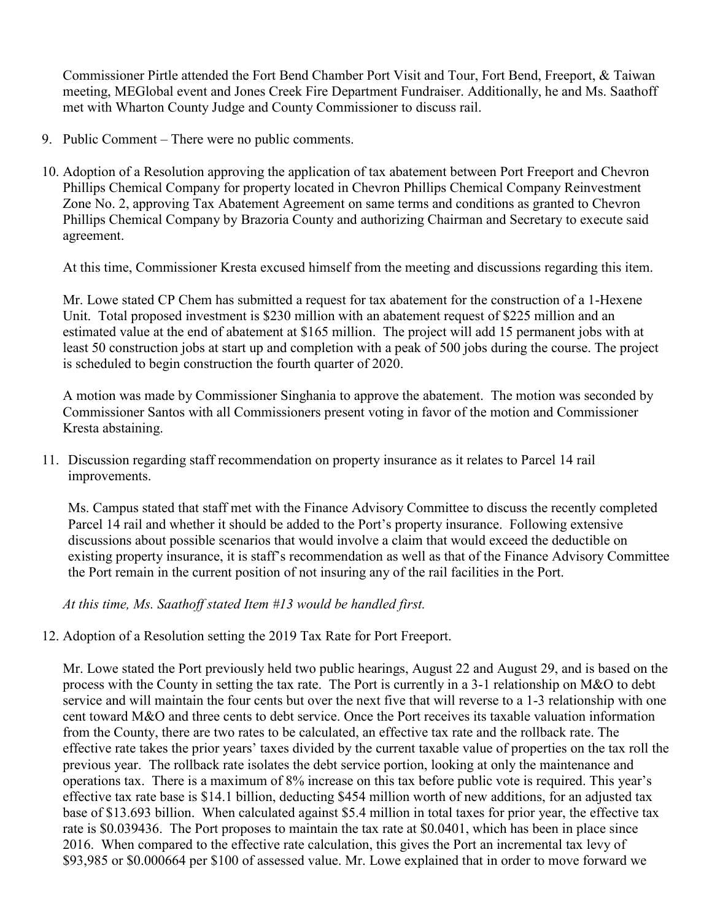Commissioner Pirtle attended the Fort Bend Chamber Port Visit and Tour, Fort Bend, Freeport, & Taiwan meeting, MEGlobal event and Jones Creek Fire Department Fundraiser. Additionally, he and Ms. Saathoff met with Wharton County Judge and County Commissioner to discuss rail.

9. Public Comment – There were no public comments.

10. Adoption of a Resolution approving the application of tax abatement between Port Freeport and Chevron Phillips Chemical Company for property located in Chevron Phillips Chemical Company Reinvestment Zone No. 2, approving Tax Abatement Agreement on same terms and conditions as granted to Chevron Phillips Chemical Company by Brazoria County and authorizing Chairman and Secretary to execute said agreement.

    At this time, Commissioner Kresta excused himself from the meeting and discussions regarding this item.

    Mr. Lowe stated CP Chem has submitted a request for tax abatement for the construction of a 1-Hexene Unit. Total proposed investment is $230 million with an abatement request of $225 million and an estimated value at the end of abatement at $165 million. The project will add 15 permanent jobs with at least 50 construction jobs at start up and completion with a peak of 500 jobs during the course. The project is scheduled to begin construction the fourth quarter of 2020.

    A motion was made by Commissioner Singhania to approve the abatement. The motion was seconded by Commissioner Santos with all Commissioners present voting in favor of the motion and Commissioner Kresta abstaining.

11. Discussion regarding staff recommendation on property insurance as it relates to Parcel 14 rail improvements.

    Ms. Campus stated that staff met with the Finance Advisory Committee to discuss the recently completed Parcel 14 rail and whether it should be added to the Port's property insurance. Following extensive discussions about possible scenarios that would involve a claim that would exceed the deductible on existing property insurance, it is staff's recommendation as well as that of the Finance Advisory Committee the Port remain in the current position of not insuring any of the rail facilities in the Port.

    *At this time, Ms. Saathoff stated Item #13 would be handled first.*

12. Adoption of a Resolution setting the 2019 Tax Rate for Port Freeport.

    Mr. Lowe stated the Port previously held two public hearings, August 22 and August 29, and is based on the process with the County in setting the tax rate. The Port is currently in a 3-1 relationship on M&O to debt service and will maintain the four cents but over the next five that will reverse to a 1-3 relationship with one cent toward M&O and three cents to debt service. Once the Port receives its taxable valuation information from the County, there are two rates to be calculated, an effective tax rate and the rollback rate. The effective rate takes the prior years' taxes divided by the current taxable value of properties on the tax roll the previous year. The rollback rate isolates the debt service portion, looking at only the maintenance and operations tax. There is a maximum of 8% increase on this tax before public vote is required. This year's effective tax rate base is $14.1 billion, deducting $454 million worth of new additions, for an adjusted tax base of $13.693 billion. When calculated against $5.4 million in total taxes for prior year, the effective tax rate is $0.039436. The Port proposes to maintain the tax rate at $0.0401, which has been in place since 2016. When compared to the effective rate calculation, this gives the Port an incremental tax levy of $93,985 or $0.000664 per $100 of assessed value. Mr. Lowe explained that in order to move forward we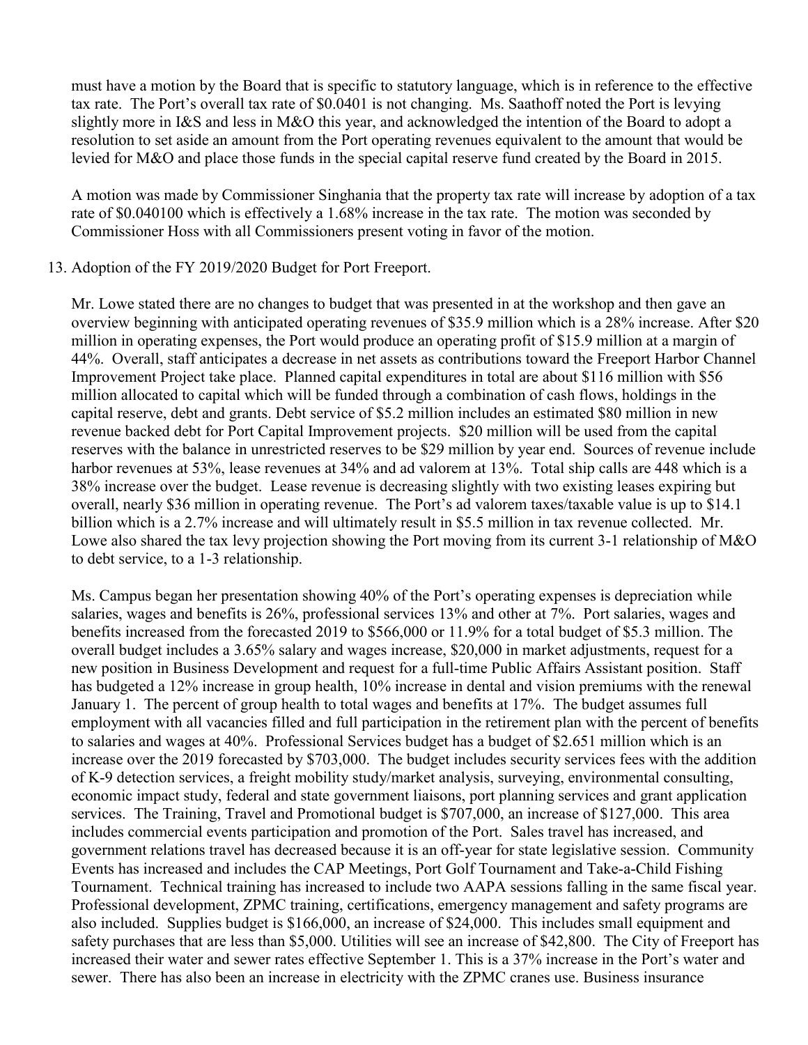must have a motion by the Board that is specific to statutory language, which is in reference to the effective tax rate. The Port's overall tax rate of $0.0401 is not changing. Ms. Saathoff noted the Port is levying slightly more in I&S and less in M&O this year, and acknowledged the intention of the Board to adopt a resolution to set aside an amount from the Port operating revenues equivalent to the amount that would be levied for M&O and place those funds in the special capital reserve fund created by the Board in 2015.

A motion was made by Commissioner Singhania that the property tax rate will increase by adoption of a tax rate of $0.040100 which is effectively a 1.68% increase in the tax rate. The motion was seconded by Commissioner Hoss with all Commissioners present voting in favor of the motion.

13. Adoption of the FY 2019/2020 Budget for Port Freeport.

Mr. Lowe stated there are no changes to budget that was presented in at the workshop and then gave an overview beginning with anticipated operating revenues of $35.9 million which is a 28% increase. After $20 million in operating expenses, the Port would produce an operating profit of $15.9 million at a margin of 44%. Overall, staff anticipates a decrease in net assets as contributions toward the Freeport Harbor Channel Improvement Project take place. Planned capital expenditures in total are about $116 million with $56 million allocated to capital which will be funded through a combination of cash flows, holdings in the capital reserve, debt and grants. Debt service of $5.2 million includes an estimated $80 million in new revenue backed debt for Port Capital Improvement projects. $20 million will be used from the capital reserves with the balance in unrestricted reserves to be $29 million by year end. Sources of revenue include harbor revenues at 53%, lease revenues at 34% and ad valorem at 13%. Total ship calls are 448 which is a 38% increase over the budget. Lease revenue is decreasing slightly with two existing leases expiring but overall, nearly $36 million in operating revenue. The Port's ad valorem taxes/taxable value is up to $14.1 billion which is a 2.7% increase and will ultimately result in $5.5 million in tax revenue collected. Mr. Lowe also shared the tax levy projection showing the Port moving from its current 3-1 relationship of M&O to debt service, to a 1-3 relationship.

Ms. Campus began her presentation showing 40% of the Port's operating expenses is depreciation while salaries, wages and benefits is 26%, professional services 13% and other at 7%. Port salaries, wages and benefits increased from the forecasted 2019 to $566,000 or 11.9% for a total budget of $5.3 million. The overall budget includes a 3.65% salary and wages increase, $20,000 in market adjustments, request for a new position in Business Development and request for a full-time Public Affairs Assistant position. Staff has budgeted a 12% increase in group health, 10% increase in dental and vision premiums with the renewal January 1. The percent of group health to total wages and benefits at 17%. The budget assumes full employment with all vacancies filled and full participation in the retirement plan with the percent of benefits to salaries and wages at 40%. Professional Services budget has a budget of $2.651 million which is an increase over the 2019 forecasted by $703,000. The budget includes security services fees with the addition of K-9 detection services, a freight mobility study/market analysis, surveying, environmental consulting, economic impact study, federal and state government liaisons, port planning services and grant application services. The Training, Travel and Promotional budget is $707,000, an increase of $127,000. This area includes commercial events participation and promotion of the Port. Sales travel has increased, and government relations travel has decreased because it is an off-year for state legislative session. Community Events has increased and includes the CAP Meetings, Port Golf Tournament and Take-a-Child Fishing Tournament. Technical training has increased to include two AAPA sessions falling in the same fiscal year. Professional development, ZPMC training, certifications, emergency management and safety programs are also included. Supplies budget is $166,000, an increase of $24,000. This includes small equipment and safety purchases that are less than $5,000. Utilities will see an increase of $42,800. The City of Freeport has increased their water and sewer rates effective September 1. This is a 37% increase in the Port's water and sewer. There has also been an increase in electricity with the ZPMC cranes use. Business insurance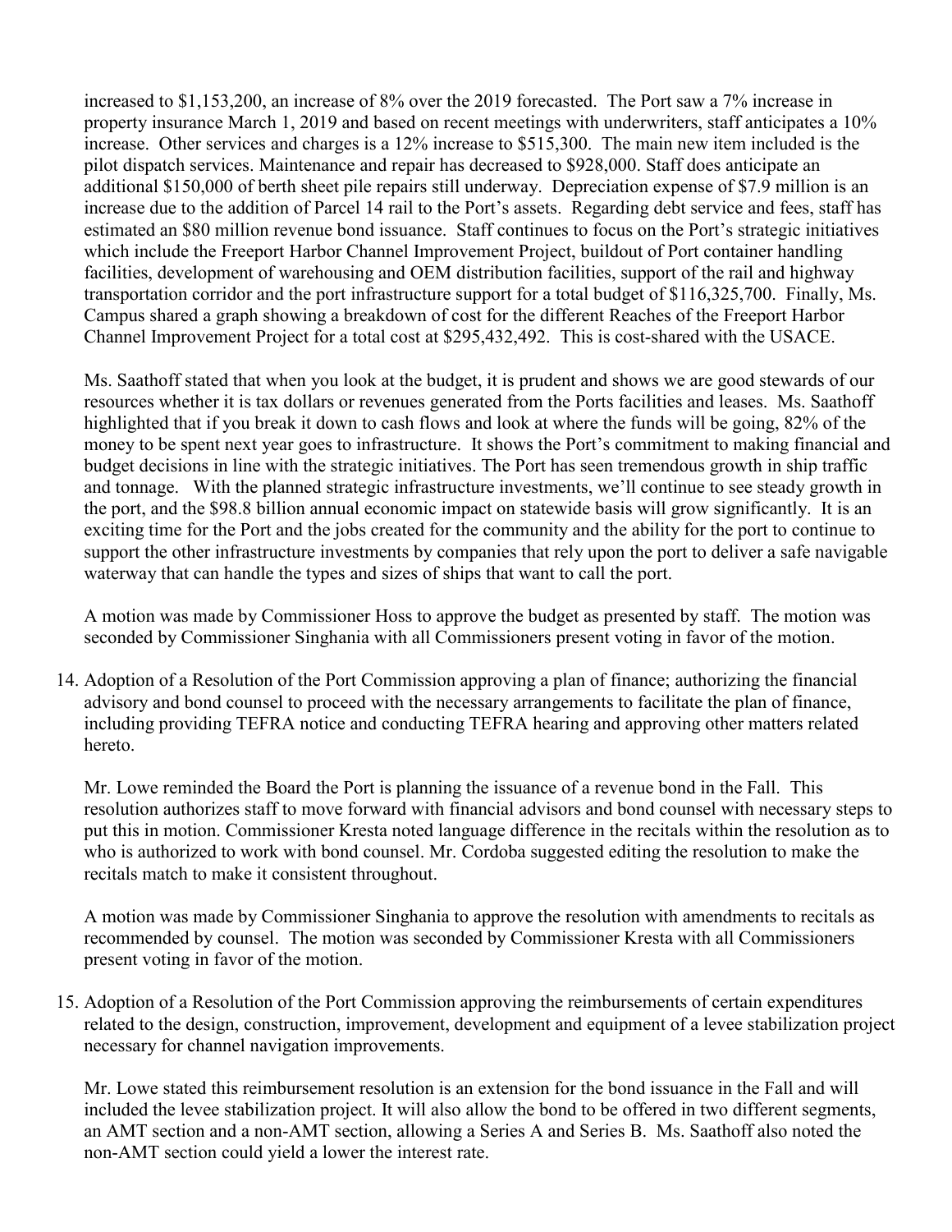increased to $1,153,200, an increase of 8% over the 2019 forecasted. The Port saw a 7% increase in property insurance March 1, 2019 and based on recent meetings with underwriters, staff anticipates a 10% increase. Other services and charges is a 12% increase to $515,300. The main new item included is the pilot dispatch services. Maintenance and repair has decreased to $928,000. Staff does anticipate an additional $150,000 of berth sheet pile repairs still underway. Depreciation expense of $7.9 million is an increase due to the addition of Parcel 14 rail to the Port's assets. Regarding debt service and fees, staff has estimated an $80 million revenue bond issuance. Staff continues to focus on the Port's strategic initiatives which include the Freeport Harbor Channel Improvement Project, buildout of Port container handling facilities, development of warehousing and OEM distribution facilities, support of the rail and highway transportation corridor and the port infrastructure support for a total budget of $116,325,700. Finally, Ms. Campus shared a graph showing a breakdown of cost for the different Reaches of the Freeport Harbor Channel Improvement Project for a total cost at $295,432,492. This is cost-shared with the USACE.

Ms. Saathoff stated that when you look at the budget, it is prudent and shows we are good stewards of our resources whether it is tax dollars or revenues generated from the Ports facilities and leases. Ms. Saathoff highlighted that if you break it down to cash flows and look at where the funds will be going, 82% of the money to be spent next year goes to infrastructure. It shows the Port's commitment to making financial and budget decisions in line with the strategic initiatives. The Port has seen tremendous growth in ship traffic and tonnage. With the planned strategic infrastructure investments, we'll continue to see steady growth in the port, and the $98.8 billion annual economic impact on statewide basis will grow significantly. It is an exciting time for the Port and the jobs created for the community and the ability for the port to continue to support the other infrastructure investments by companies that rely upon the port to deliver a safe navigable waterway that can handle the types and sizes of ships that want to call the port.

A motion was made by Commissioner Hoss to approve the budget as presented by staff. The motion was seconded by Commissioner Singhania with all Commissioners present voting in favor of the motion.

14. Adoption of a Resolution of the Port Commission approving a plan of finance; authorizing the financial advisory and bond counsel to proceed with the necessary arrangements to facilitate the plan of finance, including providing TEFRA notice and conducting TEFRA hearing and approving other matters related hereto.

    Mr. Lowe reminded the Board the Port is planning the issuance of a revenue bond in the Fall. This resolution authorizes staff to move forward with financial advisors and bond counsel with necessary steps to put this in motion. Commissioner Kresta noted language difference in the recitals within the resolution as to who is authorized to work with bond counsel. Mr. Cordoba suggested editing the resolution to make the recitals match to make it consistent throughout.

    A motion was made by Commissioner Singhania to approve the resolution with amendments to recitals as recommended by counsel. The motion was seconded by Commissioner Kresta with all Commissioners present voting in favor of the motion.

15. Adoption of a Resolution of the Port Commission approving the reimbursements of certain expenditures related to the design, construction, improvement, development and equipment of a levee stabilization project necessary for channel navigation improvements.

    Mr. Lowe stated this reimbursement resolution is an extension for the bond issuance in the Fall and will included the levee stabilization project. It will also allow the bond to be offered in two different segments, an AMT section and a non-AMT section, allowing a Series A and Series B. Ms. Saathoff also noted the non-AMT section could yield a lower the interest rate.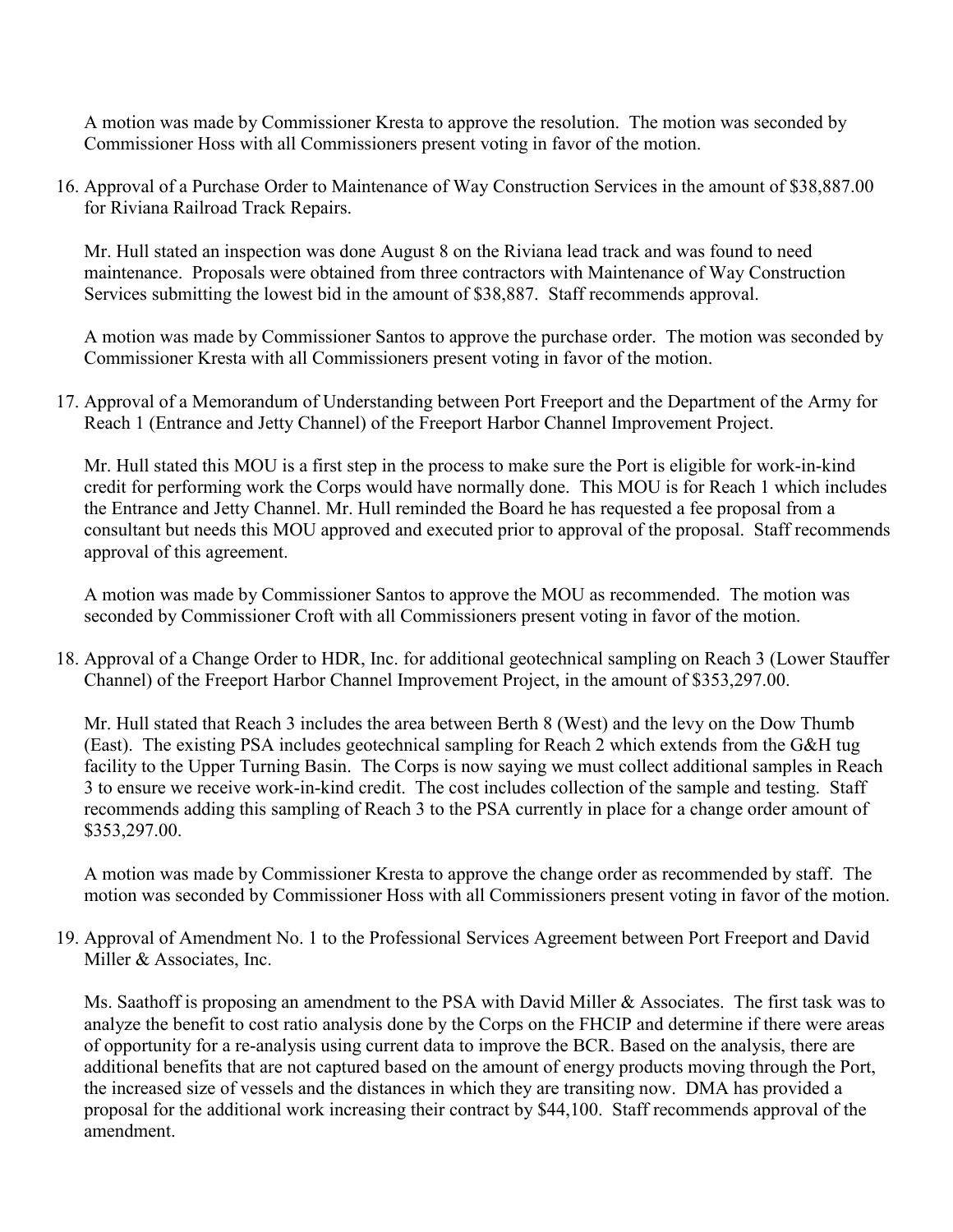A motion was made by Commissioner Kresta to approve the resolution. The motion was seconded by Commissioner Hoss with all Commissioners present voting in favor of the motion.

16. Approval of a Purchase Order to Maintenance of Way Construction Services in the amount of $38,887.00 for Riviana Railroad Track Repairs.

    Mr. Hull stated an inspection was done August 8 on the Riviana lead track and was found to need maintenance. Proposals were obtained from three contractors with Maintenance of Way Construction Services submitting the lowest bid in the amount of $38,887. Staff recommends approval.

    A motion was made by Commissioner Santos to approve the purchase order. The motion was seconded by Commissioner Kresta with all Commissioners present voting in favor of the motion.

17. Approval of a Memorandum of Understanding between Port Freeport and the Department of the Army for Reach 1 (Entrance and Jetty Channel) of the Freeport Harbor Channel Improvement Project.

    Mr. Hull stated this MOU is a first step in the process to make sure the Port is eligible for work-in-kind credit for performing work the Corps would have normally done. This MOU is for Reach 1 which includes the Entrance and Jetty Channel. Mr. Hull reminded the Board he has requested a fee proposal from a consultant but needs this MOU approved and executed prior to approval of the proposal. Staff recommends approval of this agreement.

    A motion was made by Commissioner Santos to approve the MOU as recommended. The motion was seconded by Commissioner Croft with all Commissioners present voting in favor of the motion.

18. Approval of a Change Order to HDR, Inc. for additional geotechnical sampling on Reach 3 (Lower Stauffer Channel) of the Freeport Harbor Channel Improvement Project, in the amount of $353,297.00.

    Mr. Hull stated that Reach 3 includes the area between Berth 8 (West) and the levy on the Dow Thumb (East). The existing PSA includes geotechnical sampling for Reach 2 which extends from the G&H tug facility to the Upper Turning Basin. The Corps is now saying we must collect additional samples in Reach 3 to ensure we receive work-in-kind credit. The cost includes collection of the sample and testing. Staff recommends adding this sampling of Reach 3 to the PSA currently in place for a change order amount of $353,297.00.

    A motion was made by Commissioner Kresta to approve the change order as recommended by staff. The motion was seconded by Commissioner Hoss with all Commissioners present voting in favor of the motion.

19. Approval of Amendment No. 1 to the Professional Services Agreement between Port Freeport and David Miller & Associates, Inc.

    Ms. Saathoff is proposing an amendment to the PSA with David Miller & Associates. The first task was to analyze the benefit to cost ratio analysis done by the Corps on the FHCIP and determine if there were areas of opportunity for a re-analysis using current data to improve the BCR. Based on the analysis, there are additional benefits that are not captured based on the amount of energy products moving through the Port, the increased size of vessels and the distances in which they are transiting now. DMA has provided a proposal for the additional work increasing their contract by $44,100. Staff recommends approval of the amendment.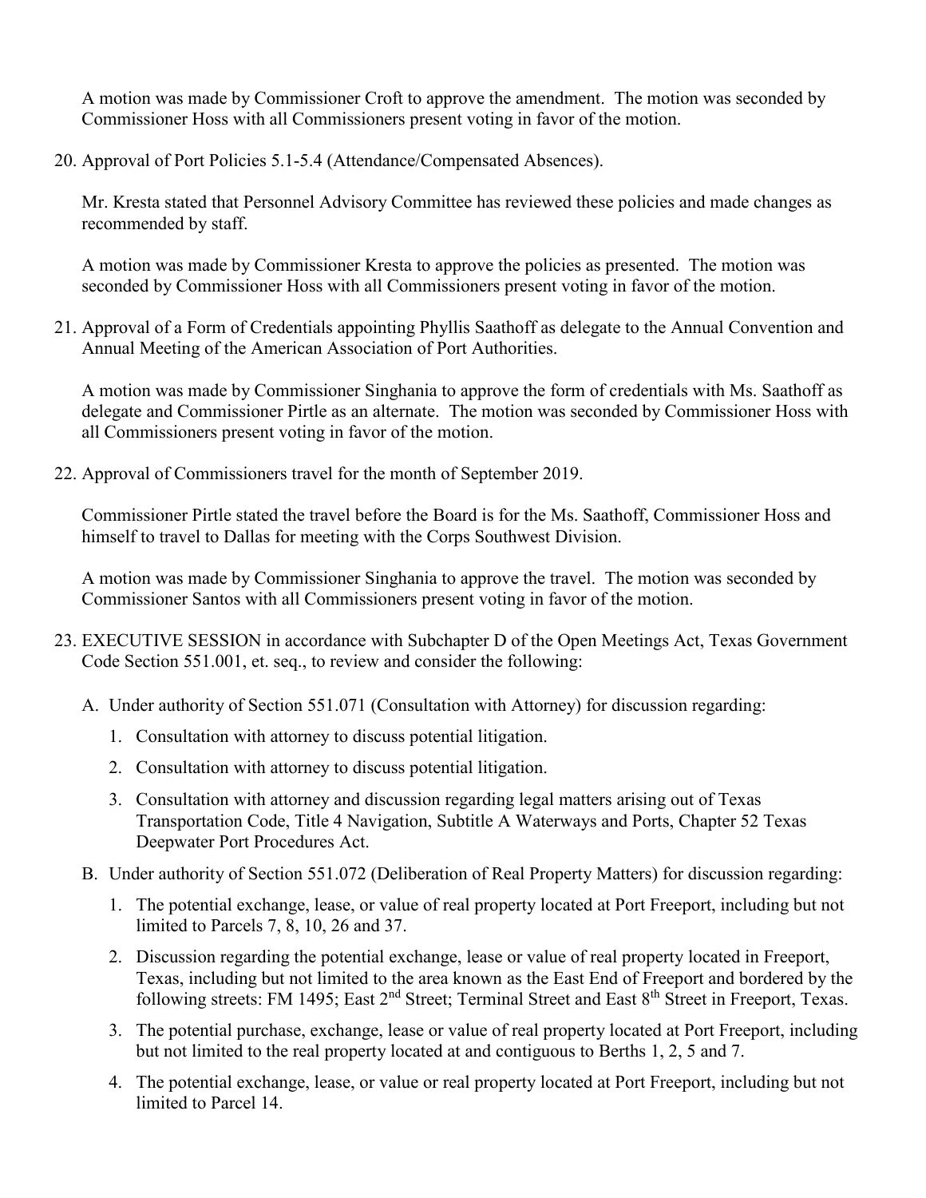A motion was made by Commissioner Croft to approve the amendment. The motion was seconded by Commissioner Hoss with all Commissioners present voting in favor of the motion.

20. Approval of Port Policies 5.1-5.4 (Attendance/Compensated Absences).

    Mr. Kresta stated that Personnel Advisory Committee has reviewed these policies and made changes as recommended by staff.

    A motion was made by Commissioner Kresta to approve the policies as presented. The motion was seconded by Commissioner Hoss with all Commissioners present voting in favor of the motion.

21. Approval of a Form of Credentials appointing Phyllis Saathoff as delegate to the Annual Convention and Annual Meeting of the American Association of Port Authorities.

    A motion was made by Commissioner Singhania to approve the form of credentials with Ms. Saathoff as delegate and Commissioner Pirtle as an alternate. The motion was seconded by Commissioner Hoss with all Commissioners present voting in favor of the motion.

22. Approval of Commissioners travel for the month of September 2019.

    Commissioner Pirtle stated the travel before the Board is for the Ms. Saathoff, Commissioner Hoss and himself to travel to Dallas for meeting with the Corps Southwest Division.

    A motion was made by Commissioner Singhania to approve the travel. The motion was seconded by Commissioner Santos with all Commissioners present voting in favor of the motion.

23. EXECUTIVE SESSION in accordance with Subchapter D of the Open Meetings Act, Texas Government Code Section 551.001, et. seq., to review and consider the following:

    A. Under authority of Section 551.071 (Consultation with Attorney) for discussion regarding:

       1. Consultation with attorney to discuss potential litigation.
       2. Consultation with attorney to discuss potential litigation.
       3. Consultation with attorney and discussion regarding legal matters arising out of Texas Transportation Code, Title 4 Navigation, Subtitle A Waterways and Ports, Chapter 52 Texas Deepwater Port Procedures Act.

    B. Under authority of Section 551.072 (Deliberation of Real Property Matters) for discussion regarding:

       1. The potential exchange, lease, or value of real property located at Port Freeport, including but not limited to Parcels 7, 8, 10, 26 and 37.
       2. Discussion regarding the potential exchange, lease or value of real property located in Freeport, Texas, including but not limited to the area known as the East End of Freeport and bordered by the following streets: FM 1495; East 2nd Street; Terminal Street and East 8th Street in Freeport, Texas.
       3. The potential purchase, exchange, lease or value of real property located at Port Freeport, including but not limited to the real property located at and contiguous to Berths 1, 2, 5 and 7.
       4. The potential exchange, lease, or value or real property located at Port Freeport, including but not limited to Parcel 14.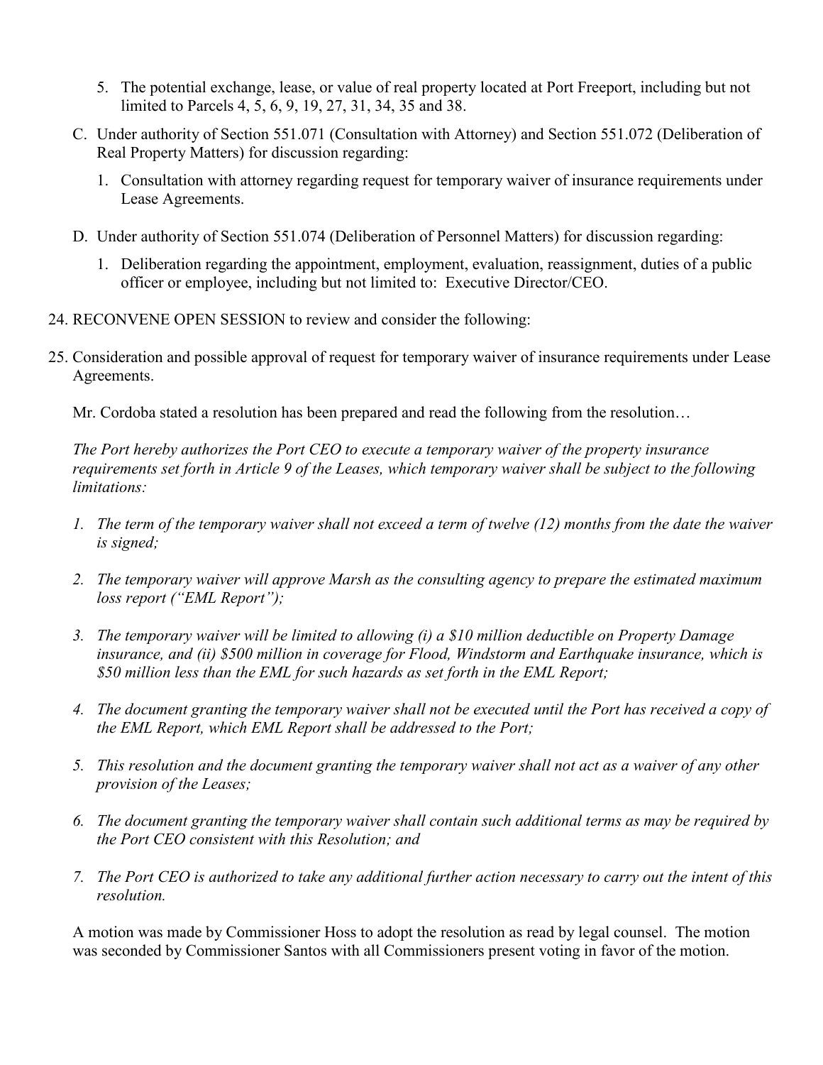5. The potential exchange, lease, or value of real property located at Port Freeport, including but not limited to Parcels 4, 5, 6, 9, 19, 27, 31, 34, 35 and 38.

C. Under authority of Section 551.071 (Consultation with Attorney) and Section 551.072 (Deliberation of Real Property Matters) for discussion regarding:

   1. Consultation with attorney regarding request for temporary waiver of insurance requirements under Lease Agreements.

D. Under authority of Section 551.074 (Deliberation of Personnel Matters) for discussion regarding:

   1. Deliberation regarding the appointment, employment, evaluation, reassignment, duties of a public officer or employee, including but not limited to: Executive Director/CEO.

24. RECONVENE OPEN SESSION to review and consider the following:

25. Consideration and possible approval of request for temporary waiver of insurance requirements under Lease Agreements.

Mr. Cordoba stated a resolution has been prepared and read the following from the resolution…

*The Port hereby authorizes the Port CEO to execute a temporary waiver of the property insurance requirements set forth in Article 9 of the Leases, which temporary waiver shall be subject to the following limitations:*

1. *The term of the temporary waiver shall not exceed a term of twelve (12) months from the date the waiver is signed;*

2. *The temporary waiver will approve Marsh as the consulting agency to prepare the estimated maximum loss report ("EML Report");*

3. *The temporary waiver will be limited to allowing (i) a $10 million deductible on Property Damage insurance, and (ii) $500 million in coverage for Flood, Windstorm and Earthquake insurance, which is $50 million less than the EML for such hazards as set forth in the EML Report;*

4. *The document granting the temporary waiver shall not be executed until the Port has received a copy of the EML Report, which EML Report shall be addressed to the Port;*

5. *This resolution and the document granting the temporary waiver shall not act as a waiver of any other provision of the Leases;*

6. *The document granting the temporary waiver shall contain such additional terms as may be required by the Port CEO consistent with this Resolution; and*

7. *The Port CEO is authorized to take any additional further action necessary to carry out the intent of this resolution.*

A motion was made by Commissioner Hoss to adopt the resolution as read by legal counsel. The motion was seconded by Commissioner Santos with all Commissioners present voting in favor of the motion.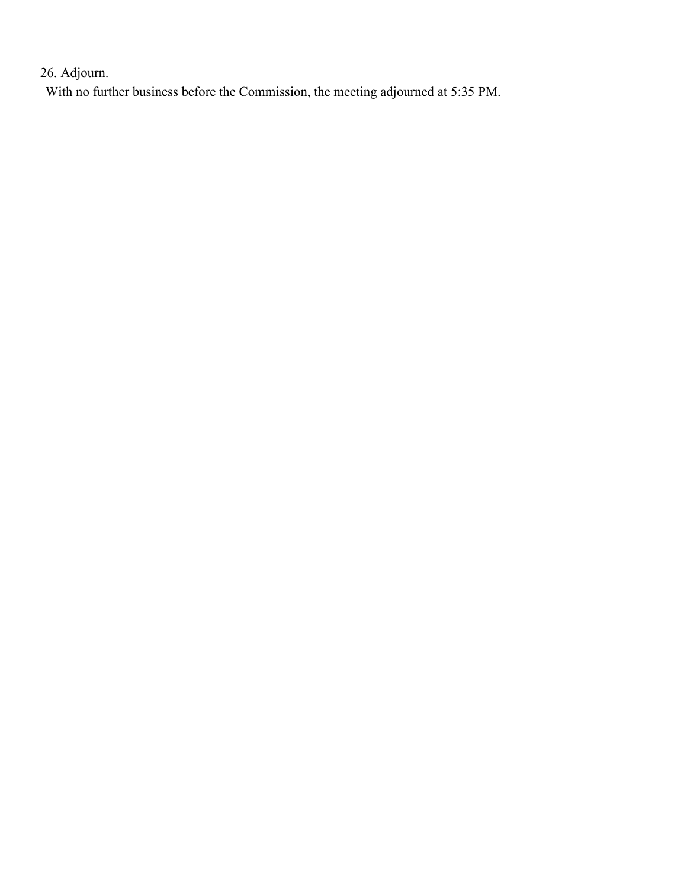26. Adjourn.

With no further business before the Commission, the meeting adjourned at 5:35 PM.